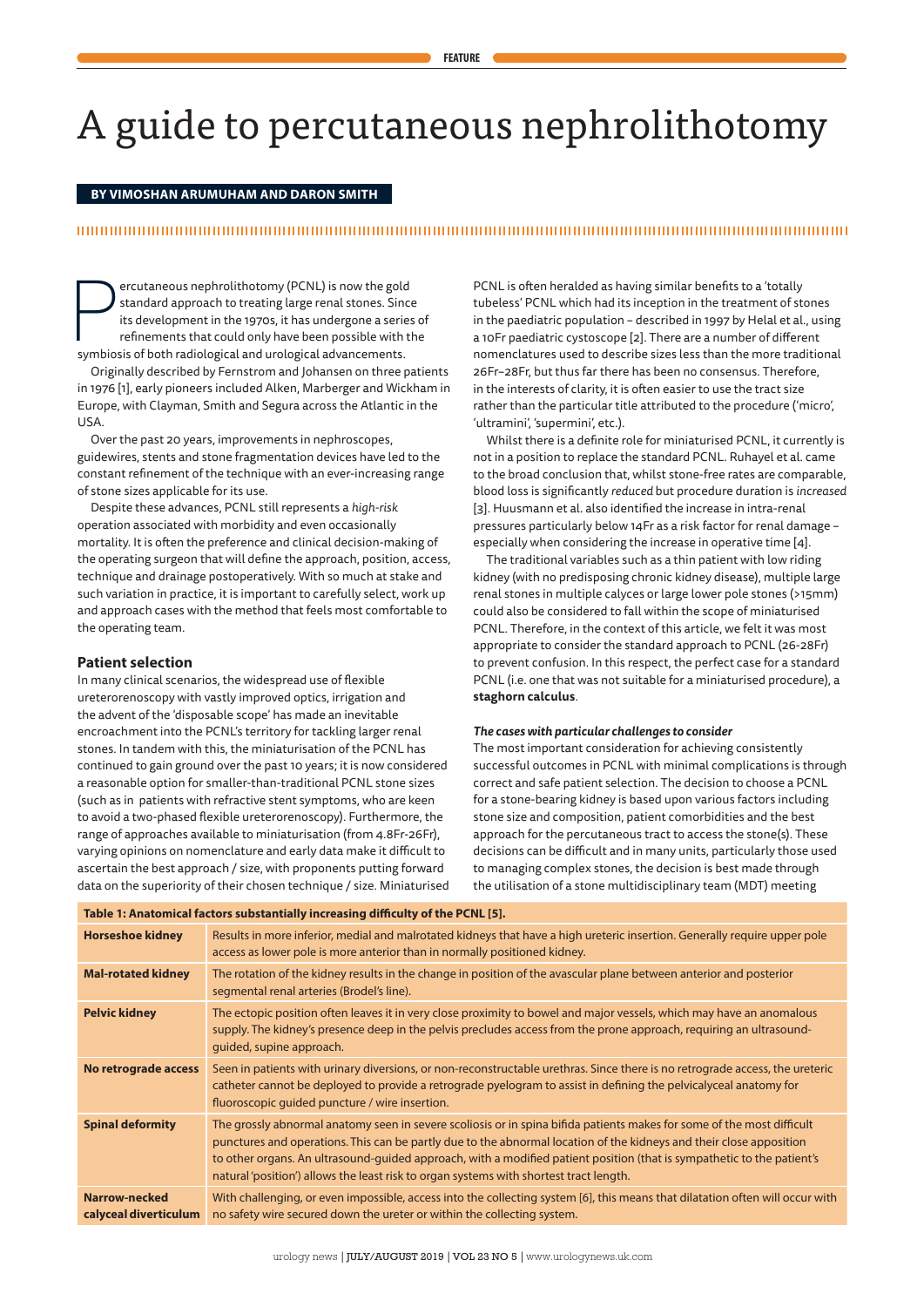# A guide to percutaneous nephrolithotomy

**BY VIMOSHAN ARUMUHAM AND DARON SMITH**

Percutaneous nephrolithotomy (PCNL) is now the gold standard approach to treating large renal stones. Since its development in the 1970s, it has undergone a series of refinements that could only have been possible with the symbiosis of both radiological and urological advancements.

Originally described by Fernstrom and Johansen on three patients in 1976 [1], early pioneers included Alken, Marberger and Wickham in Europe, with Clayman, Smith and Segura across the Atlantic in the USA.

Over the past 20 years, improvements in nephroscopes, guidewires, stents and stone fragmentation devices have led to the constant refinement of the technique with an ever-increasing range of stone sizes applicable for its use.

Despite these advances, PCNL still represents a *high-risk* operation associated with morbidity and even occasionally mortality. It is often the preference and clinical decision-making of the operating surgeon that will define the approach, position, access, technique and drainage postoperatively. With so much at stake and such variation in practice, it is important to carefully select, work up and approach cases with the method that feels most comfortable to the operating team.

## Patient selection

In many clinical scenarios, the widespread use of flexible ureterorenoscopy with vastly improved optics, irrigation and the advent of the 'disposable scope' has made an inevitable encroachment into the PCNL's territory for tackling larger renal stones. In tandem with this, the miniaturisation of the PCNL has continued to gain ground over the past 10 years; it is now considered a reasonable option for smaller-than-traditional PCNL stone sizes (such as in patients with refractive stent symptoms, who are keen to avoid a two-phased flexible ureterorenoscopy). Furthermore, the range of approaches available to miniaturisation (from 4.8Fr-26Fr), varying opinions on nomenclature and early data make it difficult to ascertain the best approach / size, with proponents putting forward data on the superiority of their chosen technique / size. Miniaturised PCNL is often heralded as having similar benefits to a 'totally tubeless' PCNL which had its inception in the treatment of stones in the paediatric population – described in 1997 by Helal et al., using a 10Fr paediatric cystoscope [2]. There are a number of different nomenclatures used to describe sizes less than the more traditional 26Fr–28Fr, but thus far there has been no consensus. Therefore, in the interests of clarity, it is often easier to use the tract size rather than the particular title attributed to the procedure ('micro', 'ultramini', 'supermini', etc.).

Whilst there is a definite role for miniaturised PCNL, it currently is not in a position to replace the standard PCNL. Ruhayel et al. came to the broad conclusion that, whilst stone-free rates are comparable, blood loss is significantly *reduced* but procedure duration is *increased* [3]. Huusmann et al. also identified the increase in intra-renal pressures particularly below 14Fr as a risk factor for renal damage – especially when considering the increase in operative time [4].

The traditional variables such as a thin patient with low riding kidney (with no predisposing chronic kidney disease), multiple large renal stones in multiple calyces or large lower pole stones (>15mm) could also be considered to fall within the scope of miniaturised PCNL. Therefore, in the context of this article, we felt it was most appropriate to consider the standard approach to PCNL (26-28Fr) to prevent confusion. In this respect, the perfect case for a standard PCNL (i.e. one that was not suitable for a miniaturised procedure), a **staghorn calculus**.

### *The cases with particular challenges to consider*

The most important consideration for achieving consistently successful outcomes in PCNL with minimal complications is through correct and safe patient selection. The decision to choose a PCNL for a stone-bearing kidney is based upon various factors including stone size and composition, patient comorbidities and the best approach for the percutaneous tract to access the stone(s). These decisions can be difficult and in many units, particularly those used to managing complex stones, the decision is best made through the utilisation of a stone multidisciplinary team (MDT) meeting

**Table 1: Anatomical factors substantially increasing difficulty of the PCNL [5].**

| | |
|---|---|
| **Horseshoe kidney** | Results in more inferior, medial and malrotated kidneys that have a high ureteric insertion. Generally require upper pole access as lower pole is more anterior than in normally positioned kidney. |
| **Mal-rotated kidney** | The rotation of the kidney results in the change in position of the avascular plane between anterior and posterior segmental renal arteries (Brodel's line). |
| **Pelvic kidney** | The ectopic position often leaves it in very close proximity to bowel and major vessels, which may have an anomalous supply. The kidney's presence deep in the pelvis precludes access from the prone approach, requiring an ultrasound-guided, supine approach. |
| **No retrograde access** | Seen in patients with urinary diversions, or non-reconstructable urethras. Since there is no retrograde access, the ureteric catheter cannot be deployed to provide a retrograde pyelogram to assist in defining the pelvicalyceal anatomy for fluoroscopic guided puncture / wire insertion. |
| **Spinal deformity** | The grossly abnormal anatomy seen in severe scoliosis or in spina bifida patients makes for some of the most difficult punctures and operations. This can be partly due to the abnormal location of the kidneys and their close apposition to other organs. An ultrasound-guided approach, with a modified patient position (that is sympathetic to the patient's natural 'position') allows the least risk to organ systems with shortest tract length. |
| **Narrow-necked calyceal diverticulum** | With challenging, or even impossible, access into the collecting system [6], this means that dilatation often will occur with no safety wire secured down the ureter or within the collecting system. |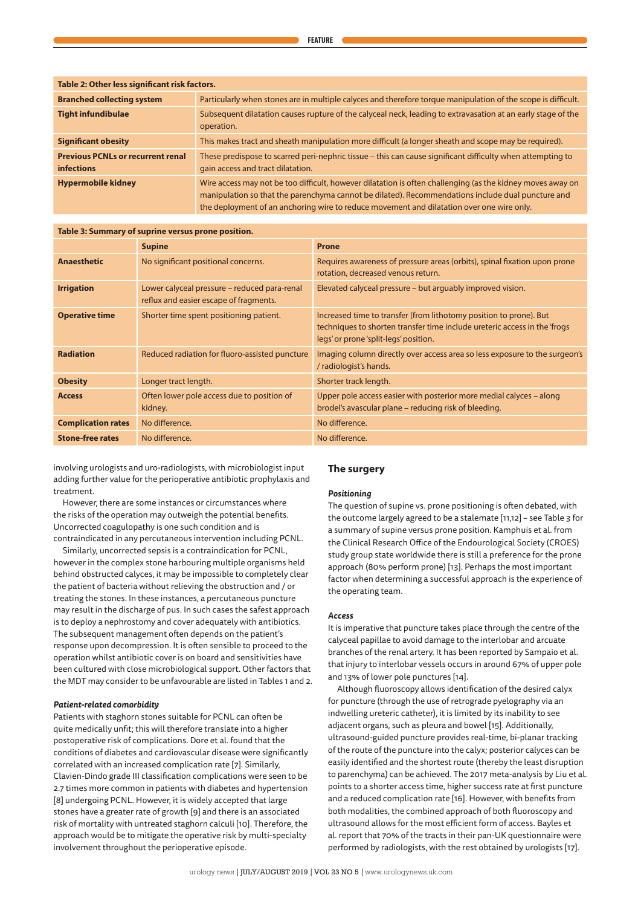| Table 2: Other less significant risk factors. | |
|---|---|
| **Branched collecting system** | Particularly when stones are in multiple calyces and therefore torque manipulation of the scope is difficult. |
| **Tight infundibulae** | Subsequent dilatation causes rupture of the calyceal neck, leading to extravasation at an early stage of the operation. |
| **Significant obesity** | This makes tract and sheath manipulation more difficult (a longer sheath and scope may be required). |
| **Previous PCNLs or recurrent renal infections** | These predispose to scarred peri-nephric tissue – this can cause significant difficulty when attempting to gain access and tract dilatation. |
| **Hypermobile kidney** | Wire access may not be too difficult, however dilatation is often challenging (as the kidney moves away on manipulation so that the parenchyma cannot be dilated). Recommendations include dual puncture and the deployment of an anchoring wire to reduce movement and dilatation over one wire only. |

| Table 3: Summary of suprine versus prone position. | | |
|---|---|---|
| | **Supine** | **Prone** |
| **Anaesthetic** | No significant positional concerns. | Requires awareness of pressure areas (orbits), spinal fixation upon prone rotation, decreased venous return. |
| **Irrigation** | Lower calyceal pressure – reduced para-renal reflux and easier escape of fragments. | Elevated calyceal pressure – but arguably improved vision. |
| **Operative time** | Shorter time spent positioning patient. | Increased time to transfer (from lithotomy position to prone). But techniques to shorten transfer time include ureteric access in the 'frogs legs' or prone 'split-legs' position. |
| **Radiation** | Reduced radiation for fluoro-assisted puncture | Imaging column directly over access area so less exposure to the surgeon's / radiologist's hands. |
| **Obesity** | Longer tract length. | Shorter track length. |
| **Access** | Often lower pole access due to position of kidney. | Upper pole access easier with posterior more medial calyces – along brodel's avascular plane – reducing risk of bleeding. |
| **Complication rates** | No difference. | No difference. |
| **Stone-free rates** | No difference. | No difference. |

involving urologists and uro-radiologists, with microbiologist input adding further value for the perioperative antibiotic prophylaxis and treatment.

However, there are some instances or circumstances where the risks of the operation may outweigh the potential benefits. Uncorrected coagulopathy is one such condition and is contraindicated in any percutaneous intervention including PCNL.

Similarly, uncorrected sepsis is a contraindication for PCNL, however in the complex stone harbouring multiple organisms held behind obstructed calyces, it may be impossible to completely clear the patient of bacteria without relieving the obstruction and / or treating the stones. In these instances, a percutaneous puncture may result in the discharge of pus. In such cases the safest approach is to deploy a nephrostomy and cover adequately with antibiotics. The subsequent management often depends on the patient's response upon decompression. It is often sensible to proceed to the operation whilst antibiotic cover is on board and sensitivities have been cultured with close microbiological support. Other factors that the MDT may consider to be unfavourable are listed in Tables 1 and 2.

### *Patient-related comorbidity*

Patients with staghorn stones suitable for PCNL can often be quite medically unfit; this will therefore translate into a higher postoperative risk of complications. Dore et al. found that the conditions of diabetes and cardiovascular disease were significantly correlated with an increased complication rate [7]. Similarly, Clavien-Dindo grade III classification complications were seen to be 2.7 times more common in patients with diabetes and hypertension [8] undergoing PCNL. However, it is widely accepted that large stones have a greater rate of growth [9] and there is an associated risk of mortality with untreated staghorn calculi [10]. Therefore, the approach would be to mitigate the operative risk by multi-specialty involvement throughout the perioperative episode.

## The surgery

### *Positioning*

The question of supine vs. prone positioning is often debated, with the outcome largely agreed to be a stalemate [11,12] – see Table 3 for a summary of supine versus prone position. Kamphuis et al. from the Clinical Research Office of the Endourological Society (CROES) study group state worldwide there is still a preference for the prone approach (80% perform prone) [13]. Perhaps the most important factor when determining a successful approach is the experience of the operating team.

### *Access*

It is imperative that puncture takes place through the centre of the calyceal papillae to avoid damage to the interlobar and arcuate branches of the renal artery. It has been reported by Sampaio et al. that injury to interlobar vessels occurs in around 67% of upper pole and 13% of lower pole punctures [14].

Although fluoroscopy allows identification of the desired calyx for puncture (through the use of retrograde pyelography via an indwelling ureteric catheter), it is limited by its inability to see adjacent organs, such as pleura and bowel [15]. Additionally, ultrasound-guided puncture provides real-time, bi-planar tracking of the route of the puncture into the calyx; posterior calyces can be easily identified and the shortest route (thereby the least disruption to parenchyma) can be achieved. The 2017 meta-analysis by Liu et al. points to a shorter access time, higher success rate at first puncture and a reduced complication rate [16]. However, with benefits from both modalities, the combined approach of both fluoroscopy and ultrasound allows for the most efficient form of access. Bayles et al. report that 70% of the tracts in their pan-UK questionnaire were performed by radiologists, with the rest obtained by urologists [17].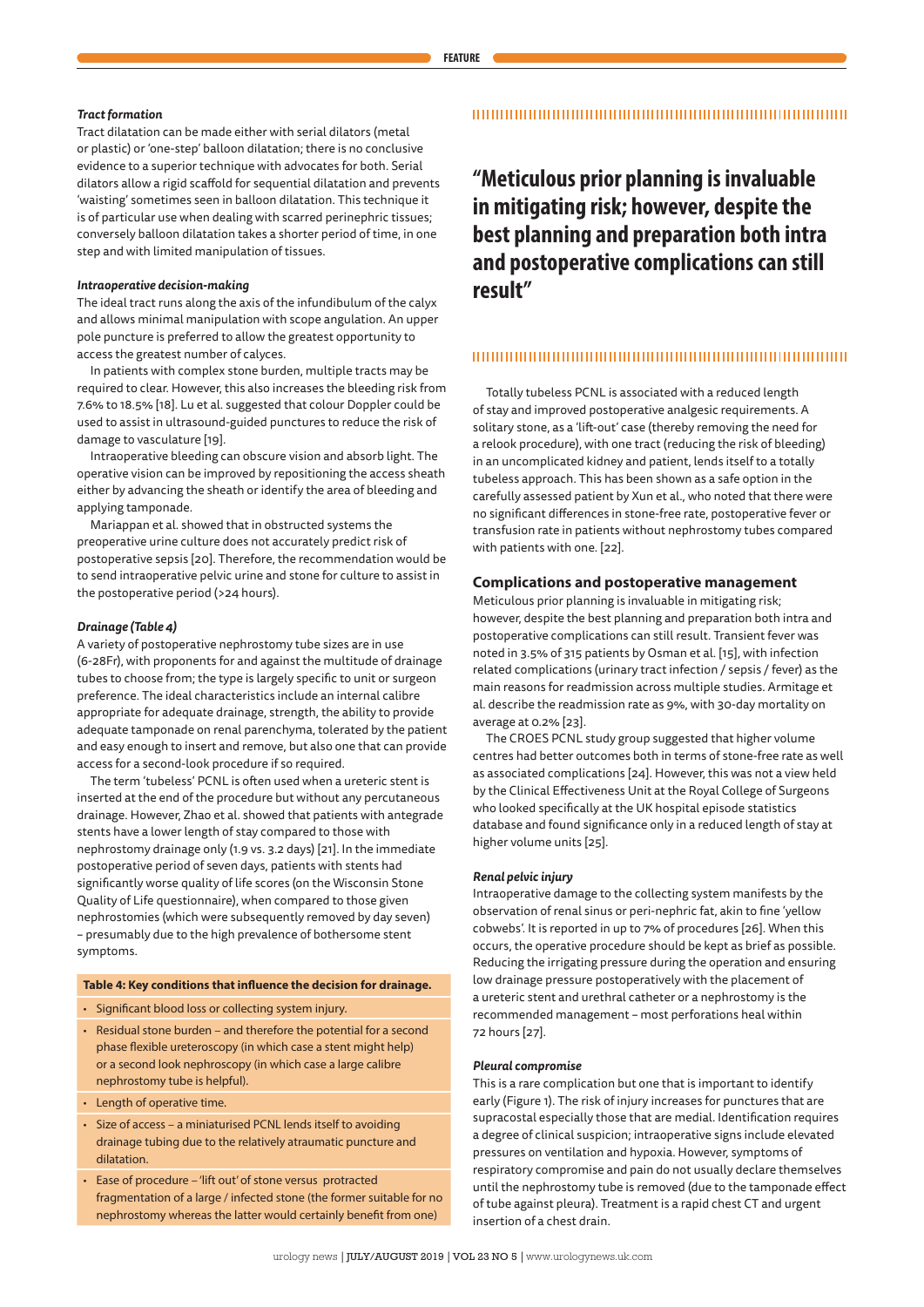### *Tract formation*

Tract dilatation can be made either with serial dilators (metal or plastic) or 'one-step' balloon dilatation; there is no conclusive evidence to a superior technique with advocates for both. Serial dilators allow a rigid scaffold for sequential dilatation and prevents 'waisting' sometimes seen in balloon dilatation. This technique it is of particular use when dealing with scarred perinephric tissues; conversely balloon dilatation takes a shorter period of time, in one step and with limited manipulation of tissues.

### *Intraoperative decision-making*

The ideal tract runs along the axis of the infundibulum of the calyx and allows minimal manipulation with scope angulation. An upper pole puncture is preferred to allow the greatest opportunity to access the greatest number of calyces.

In patients with complex stone burden, multiple tracts may be required to clear. However, this also increases the bleeding risk from 7.6% to 18.5% [18]. Lu et al. suggested that colour Doppler could be used to assist in ultrasound-guided punctures to reduce the risk of damage to vasculature [19].

Intraoperative bleeding can obscure vision and absorb light. The operative vision can be improved by repositioning the access sheath either by advancing the sheath or identify the area of bleeding and applying tamponade.

Mariappan et al. showed that in obstructed systems the preoperative urine culture does not accurately predict risk of postoperative sepsis [20]. Therefore, the recommendation would be to send intraoperative pelvic urine and stone for culture to assist in the postoperative period (>24 hours).

### *Drainage (Table 4)*

A variety of postoperative nephrostomy tube sizes are in use (6-28Fr), with proponents for and against the multitude of drainage tubes to choose from; the type is largely specific to unit or surgeon preference. The ideal characteristics include an internal calibre appropriate for adequate drainage, strength, the ability to provide adequate tamponade on renal parenchyma, tolerated by the patient and easy enough to insert and remove, but also one that can provide access for a second-look procedure if so required.

The term 'tubeless' PCNL is often used when a ureteric stent is inserted at the end of the procedure but without any percutaneous drainage. However, Zhao et al. showed that patients with antegrade stents have a lower length of stay compared to those with nephrostomy drainage only (1.9 vs. 3.2 days) [21]. In the immediate postoperative period of seven days, patients with stents had significantly worse quality of life scores (on the Wisconsin Stone Quality of Life questionnaire), when compared to those given nephrostomies (which were subsequently removed by day seven) – presumably due to the high prevalence of bothersome stent symptoms.

**Table 4: Key conditions that influence the decision for drainage.**

- Significant blood loss or collecting system injury.
- Residual stone burden – and therefore the potential for a second phase flexible ureteroscopy (in which case a stent might help) or a second look nephroscopy (in which case a large calibre nephrostomy tube is helpful).
- Length of operative time.
- Size of access – a miniaturised PCNL lends itself to avoiding drainage tubing due to the relatively atraumatic puncture and dilatation.
- Ease of procedure – 'lift out' of stone versus protracted fragmentation of a large / infected stone (the former suitable for no nephrostomy whereas the latter would certainly benefit from one)

> **"Meticulous prior planning is invaluable in mitigating risk; however, despite the best planning and preparation both intra and postoperative complications can still result"**

Totally tubeless PCNL is associated with a reduced length of stay and improved postoperative analgesic requirements. A solitary stone, as a 'lift-out' case (thereby removing the need for a relook procedure), with one tract (reducing the risk of bleeding) in an uncomplicated kidney and patient, lends itself to a totally tubeless approach. This has been shown as a safe option in the carefully assessed patient by Xun et al., who noted that there were no significant differences in stone-free rate, postoperative fever or transfusion rate in patients without nephrostomy tubes compared with patients with one. [22].

## Complications and postoperative management

Meticulous prior planning is invaluable in mitigating risk; however, despite the best planning and preparation both intra and postoperative complications can still result. Transient fever was noted in 3.5% of 315 patients by Osman et al. [15], with infection related complications (urinary tract infection / sepsis / fever) as the main reasons for readmission across multiple studies. Armitage et al. describe the readmission rate as 9%, with 30-day mortality on average at 0.2% [23].

The CROES PCNL study group suggested that higher volume centres had better outcomes both in terms of stone-free rate as well as associated complications [24]. However, this was not a view held by the Clinical Effectiveness Unit at the Royal College of Surgeons who looked specifically at the UK hospital episode statistics database and found significance only in a reduced length of stay at higher volume units [25].

### *Renal pelvic injury*

Intraoperative damage to the collecting system manifests by the observation of renal sinus or peri-nephric fat, akin to fine 'yellow cobwebs'. It is reported in up to 7% of procedures [26]. When this occurs, the operative procedure should be kept as brief as possible. Reducing the irrigating pressure during the operation and ensuring low drainage pressure postoperatively with the placement of a ureteric stent and urethral catheter or a nephrostomy is the recommended management – most perforations heal within 72 hours [27].

### *Pleural compromise*

This is a rare complication but one that is important to identify early (Figure 1). The risk of injury increases for punctures that are supracostal especially those that are medial. Identification requires a degree of clinical suspicion; intraoperative signs include elevated pressures on ventilation and hypoxia. However, symptoms of respiratory compromise and pain do not usually declare themselves until the nephrostomy tube is removed (due to the tamponade effect of tube against pleura). Treatment is a rapid chest CT and urgent insertion of a chest drain.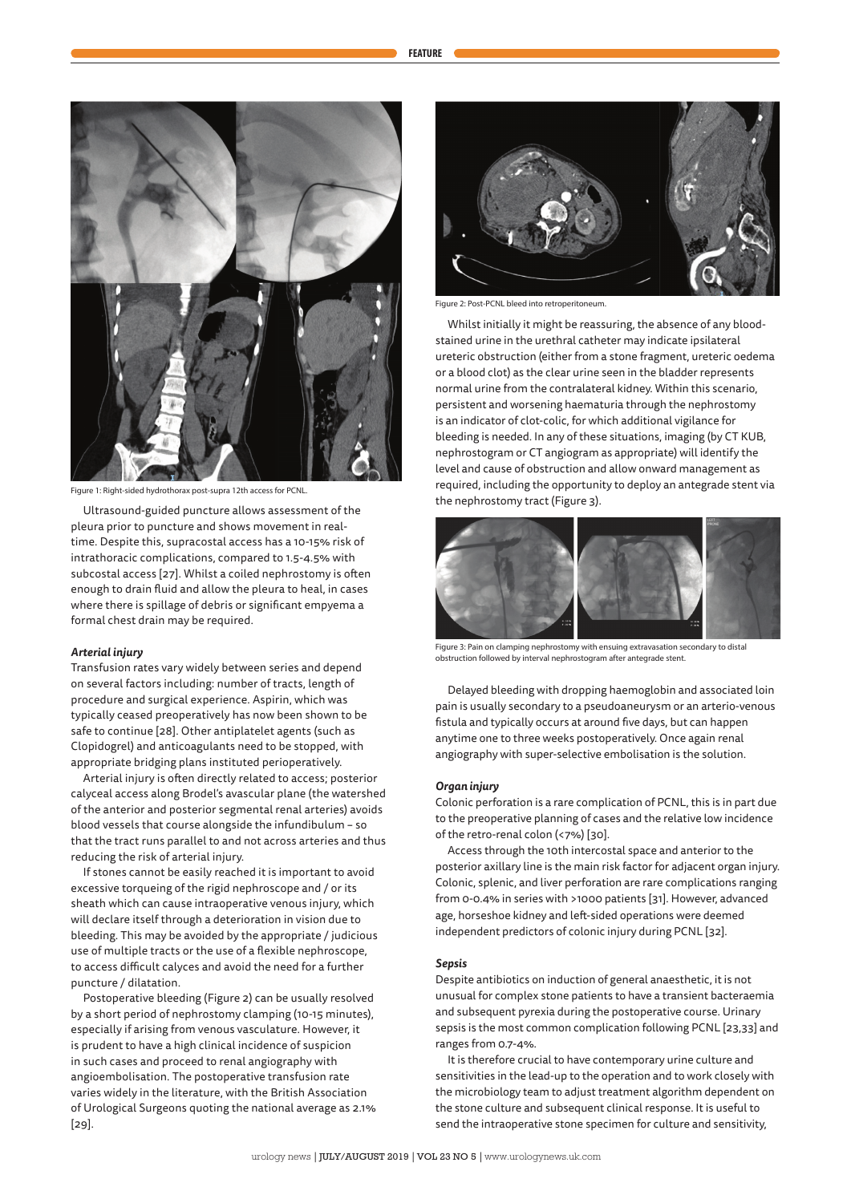Figure 1: Right-sided hydrothorax post-supra 12th access for PCNL.

Ultrasound-guided puncture allows assessment of the pleura prior to puncture and shows movement in real-time. Despite this, supracostal access has a 10-15% risk of intrathoracic complications, compared to 1.5-4.5% with subcostal access [27]. Whilst a coiled nephrostomy is often enough to drain fluid and allow the pleura to heal, in cases where there is spillage of debris or significant empyema a formal chest drain may be required.

### *Arterial injury*

Transfusion rates vary widely between series and depend on several factors including: number of tracts, length of procedure and surgical experience. Aspirin, which was typically ceased preoperatively has now been shown to be safe to continue [28]. Other antiplatelet agents (such as Clopidogrel) and anticoagulants need to be stopped, with appropriate bridging plans instituted perioperatively.

Arterial injury is often directly related to access; posterior calyceal access along Brodel's avascular plane (the watershed of the anterior and posterior segmental renal arteries) avoids blood vessels that course alongside the infundibulum – so that the tract runs parallel to and not across arteries and thus reducing the risk of arterial injury.

If stones cannot be easily reached it is important to avoid excessive torqueing of the rigid nephroscope and / or its sheath which can cause intraoperative venous injury, which will declare itself through a deterioration in vision due to bleeding. This may be avoided by the appropriate / judicious use of multiple tracts or the use of a flexible nephroscope, to access difficult calyces and avoid the need for a further puncture / dilatation.

Postoperative bleeding (Figure 2) can be usually resolved by a short period of nephrostomy clamping (10-15 minutes), especially if arising from venous vasculature. However, it is prudent to have a high clinical incidence of suspicion in such cases and proceed to renal angiography with angioembolisation. The postoperative transfusion rate varies widely in the literature, with the British Association of Urological Surgeons quoting the national average as 2.1% [29].

Figure 2: Post-PCNL bleed into retroperitoneum.

Whilst initially it might be reassuring, the absence of any blood-stained urine in the urethral catheter may indicate ipsilateral ureteric obstruction (either from a stone fragment, ureteric oedema or a blood clot) as the clear urine seen in the bladder represents normal urine from the contralateral kidney. Within this scenario, persistent and worsening haematuria through the nephrostomy is an indicator of clot-colic, for which additional vigilance for bleeding is needed. In any of these situations, imaging (by CT KUB, nephrostogram or CT angiogram as appropriate) will identify the level and cause of obstruction and allow onward management as required, including the opportunity to deploy an antegrade stent via the nephrostomy tract (Figure 3).

Figure 3: Pain on clamping nephrostomy with ensuing extravasation secondary to distal obstruction followed by interval nephrostogram after antegrade stent.

Delayed bleeding with dropping haemoglobin and associated loin pain is usually secondary to a pseudoaneurysm or an arterio-venous fistula and typically occurs at around five days, but can happen anytime one to three weeks postoperatively. Once again renal angiography with super-selective embolisation is the solution.

### *Organ injury*

Colonic perforation is a rare complication of PCNL, this is in part due to the preoperative planning of cases and the relative low incidence of the retro-renal colon (<7%) [30].

Access through the 10th intercostal space and anterior to the posterior axillary line is the main risk factor for adjacent organ injury. Colonic, splenic, and liver perforation are rare complications ranging from 0-0.4% in series with >1000 patients [31]. However, advanced age, horseshoe kidney and left-sided operations were deemed independent predictors of colonic injury during PCNL [32].

### *Sepsis*

Despite antibiotics on induction of general anaesthetic, it is not unusual for complex stone patients to have a transient bacteraemia and subsequent pyrexia during the postoperative course. Urinary sepsis is the most common complication following PCNL [23,33] and ranges from 0.7-4%.

It is therefore crucial to have contemporary urine culture and sensitivities in the lead-up to the operation and to work closely with the microbiology team to adjust treatment algorithm dependent on the stone culture and subsequent clinical response. It is useful to send the intraoperative stone specimen for culture and sensitivity,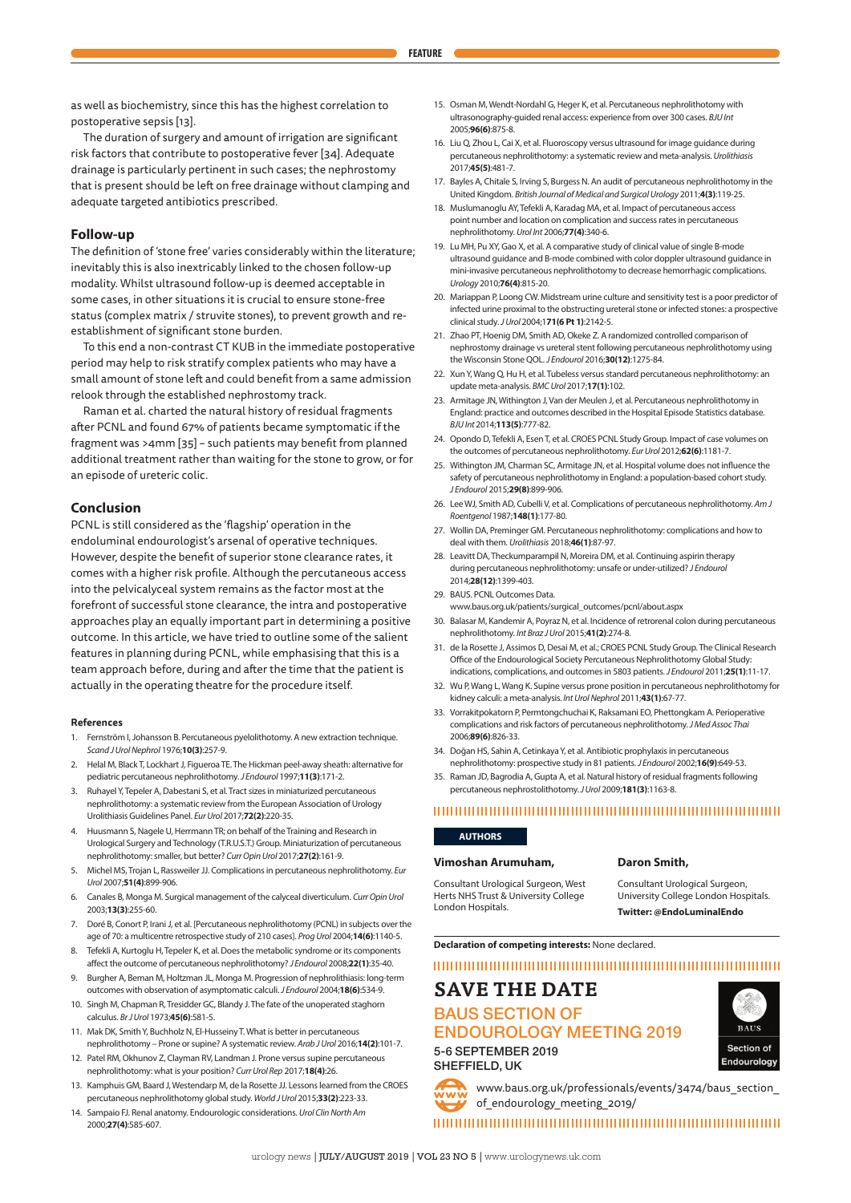as well as biochemistry, since this has the highest correlation to postoperative sepsis [13].

The duration of surgery and amount of irrigation are significant risk factors that contribute to postoperative fever [34]. Adequate drainage is particularly pertinent in such cases; the nephrostomy that is present should be left on free drainage without clamping and adequate targeted antibiotics prescribed.

## Follow-up

The definition of 'stone free' varies considerably within the literature; inevitably this is also inextricably linked to the chosen follow-up modality. Whilst ultrasound follow-up is deemed acceptable in some cases, in other situations it is crucial to ensure stone-free status (complex matrix / struvite stones), to prevent growth and re-establishment of significant stone burden.

To this end a non-contrast CT KUB in the immediate postoperative period may help to risk stratify complex patients who may have a small amount of stone left and could benefit from a same admission relook through the established nephrostomy track.

Raman et al. charted the natural history of residual fragments after PCNL and found 67% of patients became symptomatic if the fragment was >4mm [35] – such patients may benefit from planned additional treatment rather than waiting for the stone to grow, or for an episode of ureteric colic.

## Conclusion

PCNL is still considered as the 'flagship' operation in the endoluminal endourologist's arsenal of operative techniques. However, despite the benefit of superior stone clearance rates, it comes with a higher risk profile. Although the percutaneous access into the pelvicalyceal system remains as the factor most at the forefront of successful stone clearance, the intra and postoperative approaches play an equally important part in determining a positive outcome. In this article, we have tried to outline some of the salient features in planning during PCNL, while emphasising that this is a team approach before, during and after the time that the patient is actually in the operating theatre for the procedure itself.

### References

1. Fernström I, Johansson B. Percutaneous pyelolithotomy. A new extraction technique. *Scand J Urol Nephrol* 1976;**10(3)**:257-9.
2. Helal M, Black T, Lockhart J, Figueroa TE. The Hickman peel-away sheath: alternative for pediatric percutaneous nephrolithotomy. *J Endourol* 1997;**11(3)**:171-2.
3. Ruhayel Y, Tepeler A, Dabestani S, et al. Tract sizes in miniaturized percutaneous nephrolithotomy: a systematic review from the European Association of Urology Urolithiasis Guidelines Panel. *Eur Urol* 2017;**72(2)**:220-35.
4. Huusmann S, Nagele U, Herrmann TR; on behalf of the Training and Research in Urological Surgery and Technology (T.R.U.S.T.) Group. Miniaturization of percutaneous nephrolithotomy: smaller, but better? *Curr Opin Urol* 2017;**27(2)**:161-9.
5. Michel MS, Trojan L, Rassweiler JJ. Complications in percutaneous nephrolithotomy. *Eur Urol* 2007;**51(4)**:899-906.
6. Canales B, Monga M. Surgical management of the calyceal diverticulum. *Curr Opin Urol* 2003;**13(3)**:255-60.
7. Doré B, Conort P, Irani J, et al. [Percutaneous nephrolithotomy (PCNL) in subjects over the age of 70: a multicentre retrospective study of 210 cases]. *Prog Urol* 2004;**14(6)**:1140-5.
8. Tefekli A, Kurtoglu H, Tepeler K, et al. Does the metabolic syndrome or its components affect the outcome of percutaneous nephrolithotomy? *J Endourol* 2008;**22(1)**:35-40.
9. Burgher A, Beman M, Holtzman JL, Monga M. Progression of nephrolithiasis: long-term outcomes with observation of asymptomatic calculi. *J Endourol* 2004;**18(6)**:534-9.
10. Singh M, Chapman R, Tresidder GC, Blandy J. The fate of the unoperated staghorn calculus. *Br J Urol* 1973;**45(6)**:581-5.
11. Mak DK, Smith Y, Buchholz N, El-Husseiny T. What is better in percutaneous nephrolithotomy – Prone or supine? A systematic review. *Arab J Urol* 2016;**14(2)**:101-7.
12. Patel RM, Okhunov Z, Clayman RV, Landman J. Prone versus supine percutaneous nephrolithotomy: what is your position? *Curr Urol Rep* 2017;**18(4)**:26.
13. Kamphuis GM, Baard J, Westendarp M, de la Rosette JJ. Lessons learned from the CROES percutaneous nephrolithotomy global study. *World J Urol* 2015;**33(2)**:223-33.
14. Sampaio FJ. Renal anatomy. Endourologic considerations. *Urol Clin North Am* 2000;**27(4)**:585-607.
15. Osman M, Wendt-Nordahl G, Heger K, et al. Percutaneous nephrolithotomy with ultrasonography-guided renal access: experience from over 300 cases. *BJU Int* 2005;**96(6)**:875-8.
16. Liu Q, Zhou L, Cai X, et al. Fluoroscopy versus ultrasound for image guidance during percutaneous nephrolithotomy: a systematic review and meta-analysis. *Urolithiasis* 2017;**45(5)**:481-7.
17. Bayles A, Chitale S, Irving S, Burgess N. An audit of percutaneous nephrolithotomy in the United Kingdom. *British Journal of Medical and Surgical Urology* 2011;**4(3)**:119-25.
18. Muslumanoglu AY, Tefekli A, Karadag MA, et al. Impact of percutaneous access point number and location on complication and success rates in percutaneous nephrolithotomy. *Urol Int* 2006;**77(4)**:340-6.
19. Lu MH, Pu XY, Gao X, et al. A comparative study of clinical value of single B-mode ultrasound guidance and B-mode combined with color doppler ultrasound guidance in mini-invasive percutaneous nephrolithotomy to decrease hemorrhagic complications. *Urology* 2010;**76(4)**:815-20.
20. Mariappan P, Loong CW. Midstream urine culture and sensitivity test is a poor predictor of infected urine proximal to the obstructing ureteral stone or infected stones: a prospective clinical study. *J Urol* 2004;1**71(6 Pt 1)**:2142-5.
21. Zhao PT, Hoenig DM, Smith AD, Okeke Z. A randomized controlled comparison of nephrostomy drainage vs ureteral stent following percutaneous nephrolithotomy using the Wisconsin Stone QOL. *J Endourol* 2016;**30(12)**:1275-84.
22. Xun Y, Wang Q, Hu H, et al. Tubeless versus standard percutaneous nephrolithotomy: an update meta-analysis. *BMC Urol* 2017;**17(1)**:102.
23. Armitage JN, Withington J, Van der Meulen J, et al. Percutaneous nephrolithotomy in England: practice and outcomes described in the Hospital Episode Statistics database. *BJU Int* 2014;**113(5)**:777-82.
24. Opondo D, Tefekli A, Esen T, et al. CROES PCNL Study Group. Impact of case volumes on the outcomes of percutaneous nephrolithotomy. *Eur Urol* 2012;**62(6)**:1181-7.
25. Withington JM, Charman SC, Armitage JN, et al. Hospital volume does not influence the safety of percutaneous nephrolithotomy in England: a population-based cohort study. *J Endourol* 2015;**29(8)**:899-906.
26. Lee WJ, Smith AD, Cubelli V, et al. Complications of percutaneous nephrolithotomy. *Am J Roentgenol* 1987;**148(1)**:177-80.
27. Wollin DA, Preminger GM. Percutaneous nephrolithotomy: complications and how to deal with them. *Urolithiasis* 2018;**46(1)**:87-97.
28. Leavitt DA, Theckumparampil N, Moreira DM, et al. Continuing aspirin therapy during percutaneous nephrolithotomy: unsafe or under-utilized? *J Endourol* 2014;**28(12)**:1399-403.
29. BAUS. PCNL Outcomes Data. www.baus.org.uk/patients/surgical_outcomes/pcnl/about.aspx
30. Balasar M, Kandemir A, Poyraz N, et al. Incidence of retrorenal colon during percutaneous nephrolithotomy. *Int Braz J Urol* 2015;**41(2)**:274-8.
31. de la Rosette J, Assimos D, Desai M, et al.; CROES PCNL Study Group. The Clinical Research Office of the Endourological Society Percutaneous Nephrolithotomy Global Study: indications, complications, and outcomes in 5803 patients. *J Endourol* 2011;**25(1)**:11-17.
32. Wu P, Wang L, Wang K. Supine versus prone position in percutaneous nephrolithotomy for kidney calculi: a meta-analysis. *Int Urol Nephrol* 2011;**43(1)**:67-77.
33. Vorrakitpokatorn P, Permtongchuchai K, Raksamani EO, Phettongkam A. Perioperative complications and risk factors of percutaneous nephrolithotomy. *J Med Assoc Thai* 2006;**89(6)**:826-33.
34. Doğan HS, Sahin A, Cetinkaya Y, et al. Antibiotic prophylaxis in percutaneous nephrolithotomy: prospective study in 81 patients. *J Endourol* 2002;**16(9)**:649-53.
35. Raman JD, Bagrodia A, Gupta A, et al. Natural history of residual fragments following percutaneous nephrostolithotomy. *J Urol* 2009;**181(3)**:1163-8.

### AUTHORS

**Vimoshan Arumuham,**

Consultant Urological Surgeon, West Herts NHS Trust & University College London Hospitals.

**Daron Smith,**

Consultant Urological Surgeon, University College London Hospitals.

**Twitter: @EndoLuminalEndo**

**Declaration of competing interests:** None declared.

## SAVE THE DATE

### BAUS SECTION OF ENDOUROLOGY MEETING 2019

5-6 SEPTEMBER 2019
SHEFFIELD, UK

BAUS Section of Endourology

www.baus.org.uk/professionals/events/3474/baus_section_of_endourology_meeting_2019/